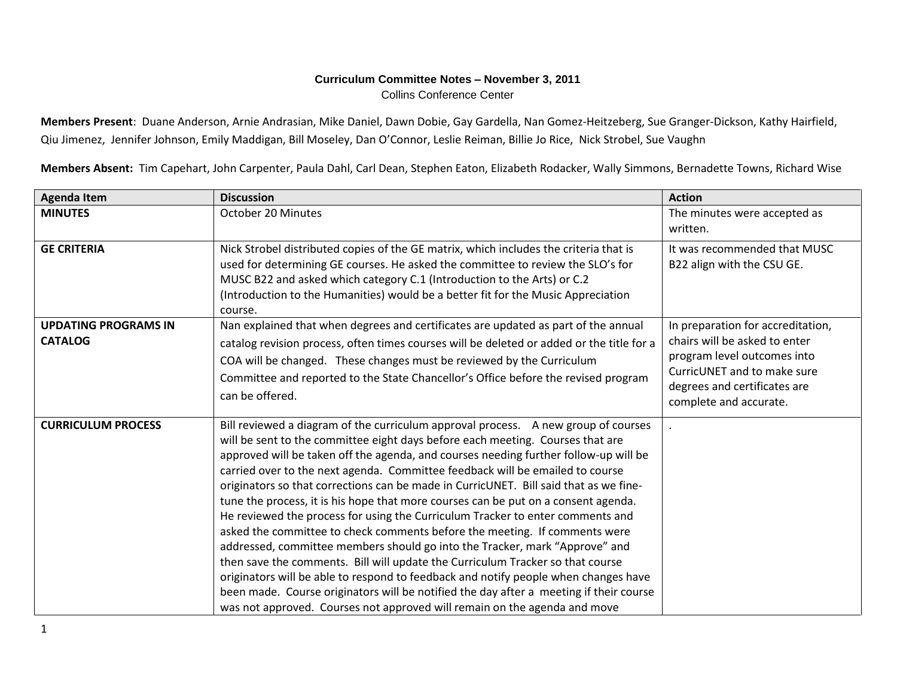**Curriculum Committee Notes – November 3, 2011**

Collins Conference Center

**Members Present**: Duane Anderson, Arnie Andrasian, Mike Daniel, Dawn Dobie, Gay Gardella, Nan Gomez-Heitzeberg, Sue Granger-Dickson, Kathy Hairfield, Qiu Jimenez, Jennifer Johnson, Emily Maddigan, Bill Moseley, Dan O'Connor, Leslie Reiman, Billie Jo Rice, Nick Strobel, Sue Vaughn

**Members Absent:** Tim Capehart, John Carpenter, Paula Dahl, Carl Dean, Stephen Eaton, Elizabeth Rodacker, Wally Simmons, Bernadette Towns, Richard Wise

| Agenda Item | Discussion | Action |
|---|---|---|
| **MINUTES** | October 20 Minutes | The minutes were accepted as written. |
| **GE CRITERIA** | Nick Strobel distributed copies of the GE matrix, which includes the criteria that is used for determining GE courses. He asked the committee to review the SLO's for MUSC B22 and asked which category C.1 (Introduction to the Arts) or C.2 (Introduction to the Humanities) would be a better fit for the Music Appreciation course. | It was recommended that MUSC B22 align with the CSU GE. |
| **UPDATING PROGRAMS IN CATALOG** | Nan explained that when degrees and certificates are updated as part of the annual catalog revision process, often times courses will be deleted or added or the title for a COA will be changed. These changes must be reviewed by the Curriculum Committee and reported to the State Chancellor's Office before the revised program can be offered. | In preparation for accreditation, chairs will be asked to enter program level outcomes into CurricUNET and to make sure degrees and certificates are complete and accurate. |
| **CURRICULUM PROCESS** | Bill reviewed a diagram of the curriculum approval process. A new group of courses will be sent to the committee eight days before each meeting. Courses that are approved will be taken off the agenda, and courses needing further follow-up will be carried over to the next agenda. Committee feedback will be emailed to course originators so that corrections can be made in CurricUNET. Bill said that as we fine-tune the process, it is his hope that more courses can be put on a consent agenda. He reviewed the process for using the Curriculum Tracker to enter comments and asked the committee to check comments before the meeting. If comments were addressed, committee members should go into the Tracker, mark "Approve" and then save the comments. Bill will update the Curriculum Tracker so that course originators will be able to respond to feedback and notify people when changes have been made. Course originators will be notified the day after a meeting if their course was not approved. Courses not approved will remain on the agenda and move | . |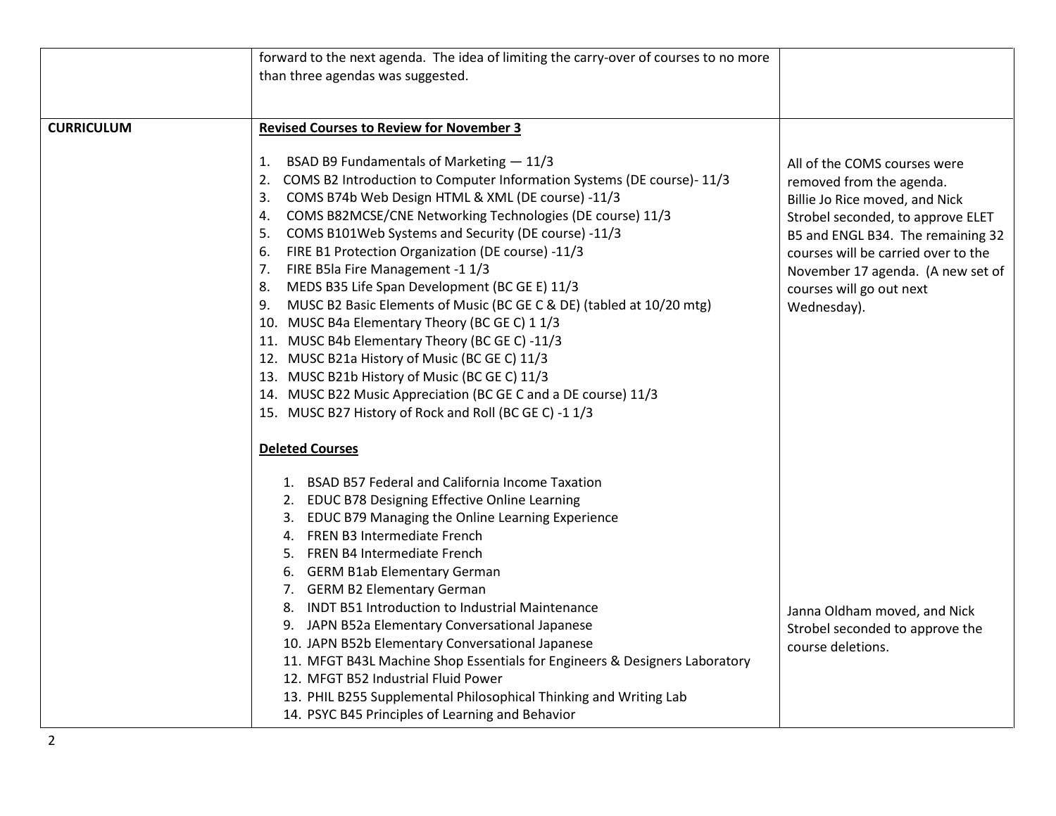| | | |
|---|---|---|
| | forward to the next agenda. The idea of limiting the carry-over of courses to no more than three agendas was suggested. | |
| **CURRICULUM** | **Revised Courses to Review for November 3**<br><br>1. BSAD B9 Fundamentals of Marketing — 11/3<br>2. COMS B2 Introduction to Computer Information Systems (DE course)- 11/3<br>3. COMS B74b Web Design HTML & XML (DE course) -11/3<br>4. COMS B82MCSE/CNE Networking Technologies (DE course) 11/3<br>5. COMS B101Web Systems and Security (DE course) -11/3<br>6. FIRE B1 Protection Organization (DE course) -11/3<br>7. FIRE B5la Fire Management -1 1/3<br>8. MEDS B35 Life Span Development (BC GE E) 11/3<br>9. MUSC B2 Basic Elements of Music (BC GE C & DE) (tabled at 10/20 mtg)<br>10. MUSC B4a Elementary Theory (BC GE C) 1 1/3<br>11. MUSC B4b Elementary Theory (BC GE C) -11/3<br>12. MUSC B21a History of Music (BC GE C) 11/3<br>13. MUSC B21b History of Music (BC GE C) 11/3<br>14. MUSC B22 Music Appreciation (BC GE C and a DE course) 11/3<br>15. MUSC B27 History of Rock and Roll (BC GE C) -1 1/3 | All of the COMS courses were removed from the agenda. Billie Jo Rice moved, and Nick Strobel seconded, to approve ELET B5 and ENGL B34. The remaining 32 courses will be carried over to the November 17 agenda. (A new set of courses will go out next Wednesday). |
| | **Deleted Courses**<br><br>1. BSAD B57 Federal and California Income Taxation<br>2. EDUC B78 Designing Effective Online Learning<br>3. EDUC B79 Managing the Online Learning Experience<br>4. FREN B3 Intermediate French<br>5. FREN B4 Intermediate French<br>6. GERM B1ab Elementary German<br>7. GERM B2 Elementary German<br>8. INDT B51 Introduction to Industrial Maintenance<br>9. JAPN B52a Elementary Conversational Japanese<br>10. JAPN B52b Elementary Conversational Japanese<br>11. MFGT B43L Machine Shop Essentials for Engineers & Designers Laboratory<br>12. MFGT B52 Industrial Fluid Power<br>13. PHIL B255 Supplemental Philosophical Thinking and Writing Lab<br>14. PSYC B45 Principles of Learning and Behavior | Janna Oldham moved, and Nick Strobel seconded to approve the course deletions. |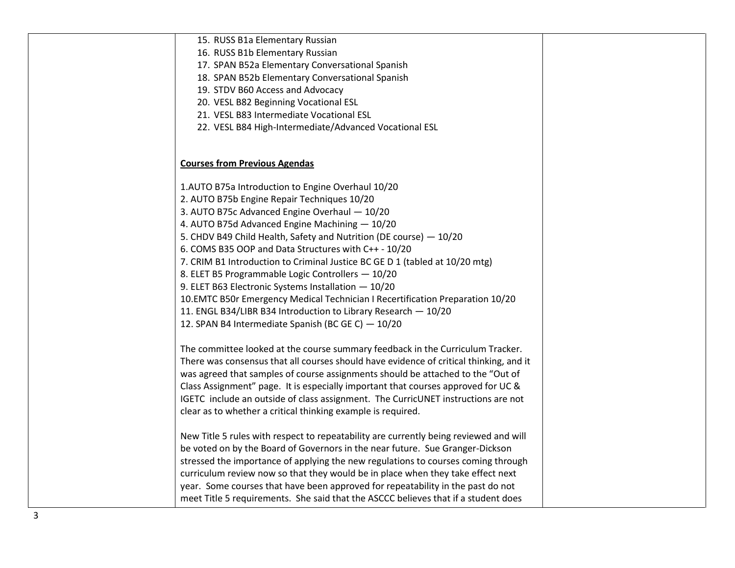| | | |
|---|---|---|
| | 15. RUSS B1a Elementary Russian<br>16. RUSS B1b Elementary Russian<br>17. SPAN B52a Elementary Conversational Spanish<br>18. SPAN B52b Elementary Conversational Spanish<br>19. STDV B60 Access and Advocacy<br>20. VESL B82 Beginning Vocational ESL<br>21. VESL B83 Intermediate Vocational ESL<br>22. VESL B84 High-Intermediate/Advanced Vocational ESL<br><br>**Courses from Previous Agendas**<br><br>1.AUTO B75a Introduction to Engine Overhaul 10/20<br>2. AUTO B75b Engine Repair Techniques 10/20<br>3. AUTO B75c Advanced Engine Overhaul — 10/20<br>4. AUTO B75d Advanced Engine Machining — 10/20<br>5. CHDV B49 Child Health, Safety and Nutrition (DE course) — 10/20<br>6. COMS B35 OOP and Data Structures with C++ - 10/20<br>7. CRIM B1 Introduction to Criminal Justice BC GE D 1 (tabled at 10/20 mtg)<br>8. ELET B5 Programmable Logic Controllers — 10/20<br>9. ELET B63 Electronic Systems Installation — 10/20<br>10.EMTC B50r Emergency Medical Technician I Recertification Preparation 10/20<br>11. ENGL B34/LIBR B34 Introduction to Library Research — 10/20<br>12. SPAN B4 Intermediate Spanish (BC GE C) — 10/20<br><br>The committee looked at the course summary feedback in the Curriculum Tracker. There was consensus that all courses should have evidence of critical thinking, and it was agreed that samples of course assignments should be attached to the "Out of Class Assignment" page. It is especially important that courses approved for UC & IGETC include an outside of class assignment. The CurricUNET instructions are not clear as to whether a critical thinking example is required.<br><br>New Title 5 rules with respect to repeatability are currently being reviewed and will be voted on by the Board of Governors in the near future. Sue Granger-Dickson stressed the importance of applying the new regulations to courses coming through curriculum review now so that they would be in place when they take effect next year. Some courses that have been approved for repeatability in the past do not meet Title 5 requirements. She said that the ASCCC believes that if a student does | |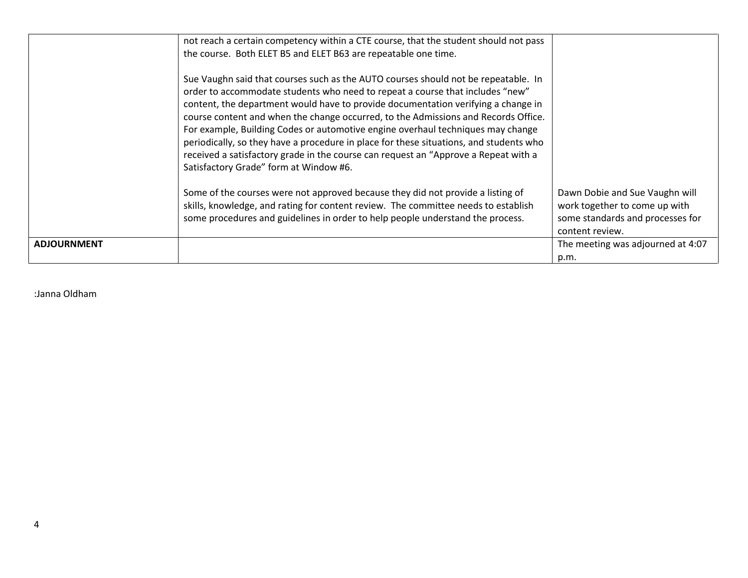| | | |
|---|---|---|
| | not reach a certain competency within a CTE course, that the student should not pass the course. Both ELET B5 and ELET B63 are repeatable one time.<br><br>Sue Vaughn said that courses such as the AUTO courses should not be repeatable. In order to accommodate students who need to repeat a course that includes "new" content, the department would have to provide documentation verifying a change in course content and when the change occurred, to the Admissions and Records Office. For example, Building Codes or automotive engine overhaul techniques may change periodically, so they have a procedure in place for these situations, and students who received a satisfactory grade in the course can request an "Approve a Repeat with a Satisfactory Grade" form at Window #6.<br><br>Some of the courses were not approved because they did not provide a listing of skills, knowledge, and rating for content review. The committee needs to establish some procedures and guidelines in order to help people understand the process. | Dawn Dobie and Sue Vaughn will work together to come up with some standards and processes for content review. |
| **ADJOURNMENT** | | The meeting was adjourned at 4:07 p.m. |

:Janna Oldham